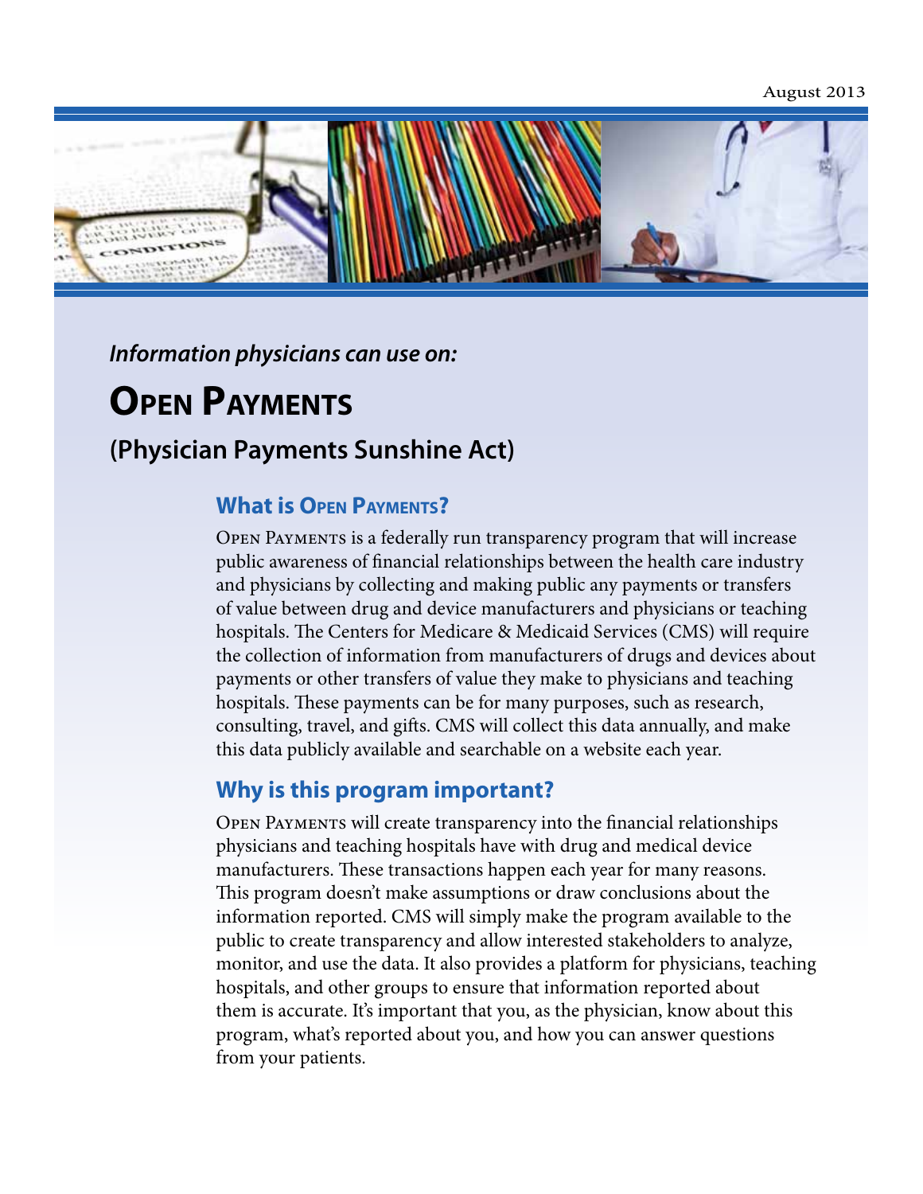August 2013

*Information physicians can use on:*

# Open Payments

## (Physician Payments Sunshine Act)

### What is Open Payments?

Open Payments is a federally run transparency program that will increase public awareness of financial relationships between the health care industry and physicians by collecting and making public any payments or transfers of value between drug and device manufacturers and physicians or teaching hospitals. The Centers for Medicare & Medicaid Services (CMS) will require the collection of information from manufacturers of drugs and devices about payments or other transfers of value they make to physicians and teaching hospitals. These payments can be for many purposes, such as research, consulting, travel, and gifts. CMS will collect this data annually, and make this data publicly available and searchable on a website each year.

### Why is this program important?

Open Payments will create transparency into the financial relationships physicians and teaching hospitals have with drug and medical device manufacturers. These transactions happen each year for many reasons. This program doesn't make assumptions or draw conclusions about the information reported. CMS will simply make the program available to the public to create transparency and allow interested stakeholders to analyze, monitor, and use the data. It also provides a platform for physicians, teaching hospitals, and other groups to ensure that information reported about them is accurate. It's important that you, as the physician, know about this program, what's reported about you, and how you can answer questions from your patients.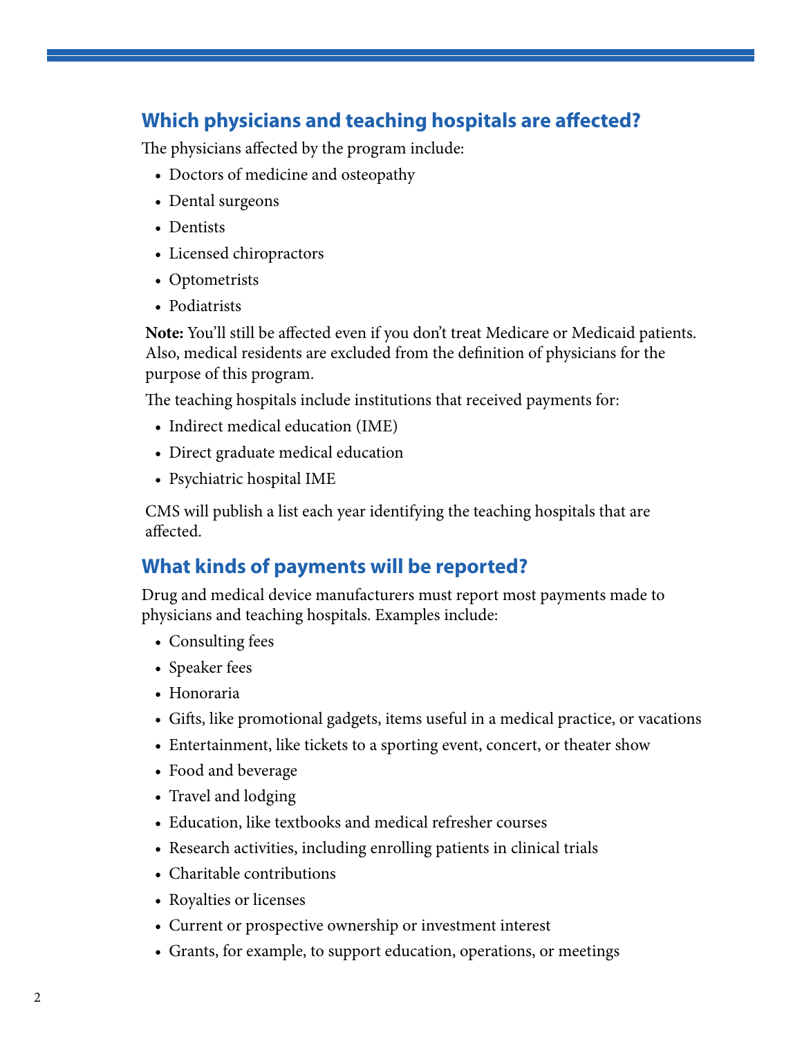## Which physicians and teaching hospitals are affected?

The physicians affected by the program include:

- Doctors of medicine and osteopathy
- Dental surgeons
- Dentists
- Licensed chiropractors
- Optometrists
- Podiatrists

**Note:** You'll still be affected even if you don't treat Medicare or Medicaid patients. Also, medical residents are excluded from the definition of physicians for the purpose of this program.

The teaching hospitals include institutions that received payments for:

- Indirect medical education (IME)
- Direct graduate medical education
- Psychiatric hospital IME

CMS will publish a list each year identifying the teaching hospitals that are affected.

## What kinds of payments will be reported?

Drug and medical device manufacturers must report most payments made to physicians and teaching hospitals. Examples include:

- Consulting fees
- Speaker fees
- Honoraria
- Gifts, like promotional gadgets, items useful in a medical practice, or vacations
- Entertainment, like tickets to a sporting event, concert, or theater show
- Food and beverage
- Travel and lodging
- Education, like textbooks and medical refresher courses
- Research activities, including enrolling patients in clinical trials
- Charitable contributions
- Royalties or licenses
- Current or prospective ownership or investment interest
- Grants, for example, to support education, operations, or meetings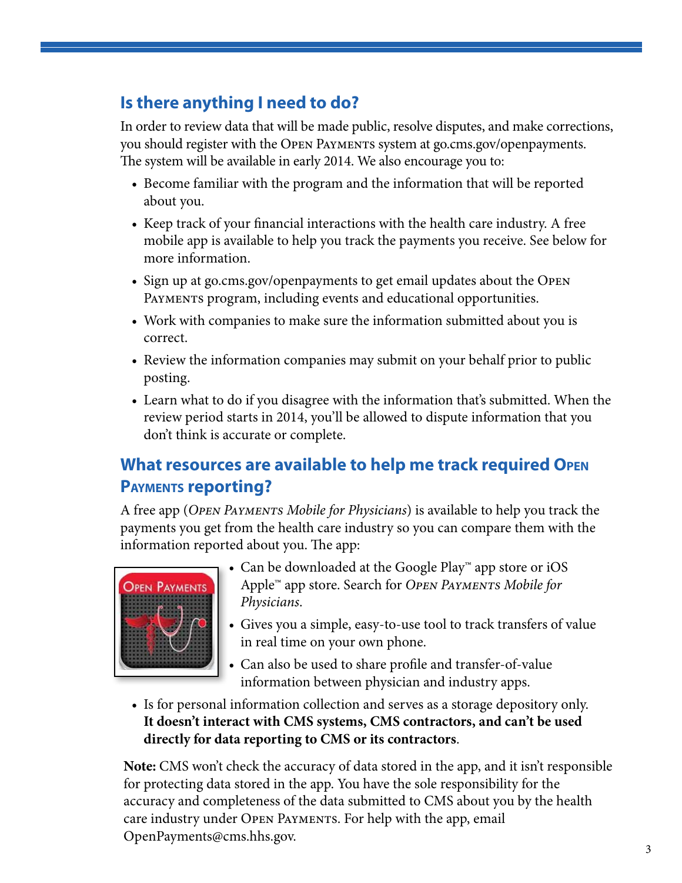## Is there anything I need to do?

In order to review data that will be made public, resolve disputes, and make corrections, you should register with the Open Payments system at go.cms.gov/openpayments. The system will be available in early 2014. We also encourage you to:

- Become familiar with the program and the information that will be reported about you.
- Keep track of your financial interactions with the health care industry. A free mobile app is available to help you track the payments you receive. See below for more information.
- Sign up at go.cms.gov/openpayments to get email updates about the Open Payments program, including events and educational opportunities.
- Work with companies to make sure the information submitted about you is correct.
- Review the information companies may submit on your behalf prior to public posting.
- Learn what to do if you disagree with the information that's submitted. When the review period starts in 2014, you'll be allowed to dispute information that you don't think is accurate or complete.

## What resources are available to help me track required Open Payments reporting?

A free app (*Open Payments Mobile for Physicians*) is available to help you track the payments you get from the health care industry so you can compare them with the information reported about you. The app:

- Can be downloaded at the Google Play™ app store or iOS Apple™ app store. Search for *Open Payments Mobile for Physicians*.
- Gives you a simple, easy-to-use tool to track transfers of value in real time on your own phone.
- Can also be used to share profile and transfer-of-value information between physician and industry apps.
- Is for personal information collection and serves as a storage depository only. **It doesn't interact with CMS systems, CMS contractors, and can't be used directly for data reporting to CMS or its contractors**.

**Note:** CMS won't check the accuracy of data stored in the app, and it isn't responsible for protecting data stored in the app. You have the sole responsibility for the accuracy and completeness of the data submitted to CMS about you by the health care industry under Open Payments. For help with the app, email OpenPayments@cms.hhs.gov.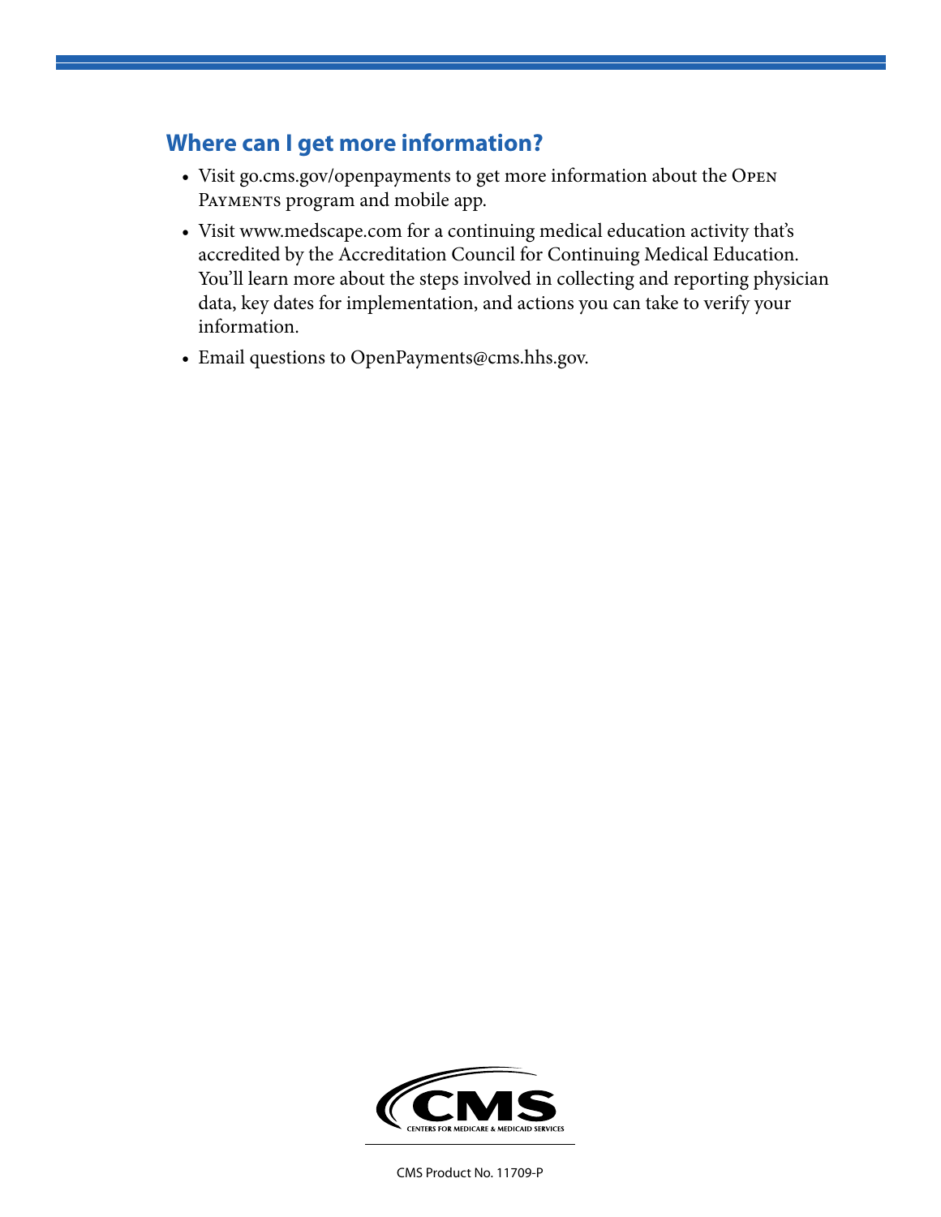## Where can I get more information?

- Visit go.cms.gov/openpayments to get more information about the Open Payments program and mobile app.
- Visit www.medscape.com for a continuing medical education activity that's accredited by the Accreditation Council for Continuing Medical Education. You'll learn more about the steps involved in collecting and reporting physician data, key dates for implementation, and actions you can take to verify your information.
- Email questions to OpenPayments@cms.hhs.gov.

CMS
CENTERS FOR MEDICARE & MEDICAID SERVICES

CMS Product No. 11709-P